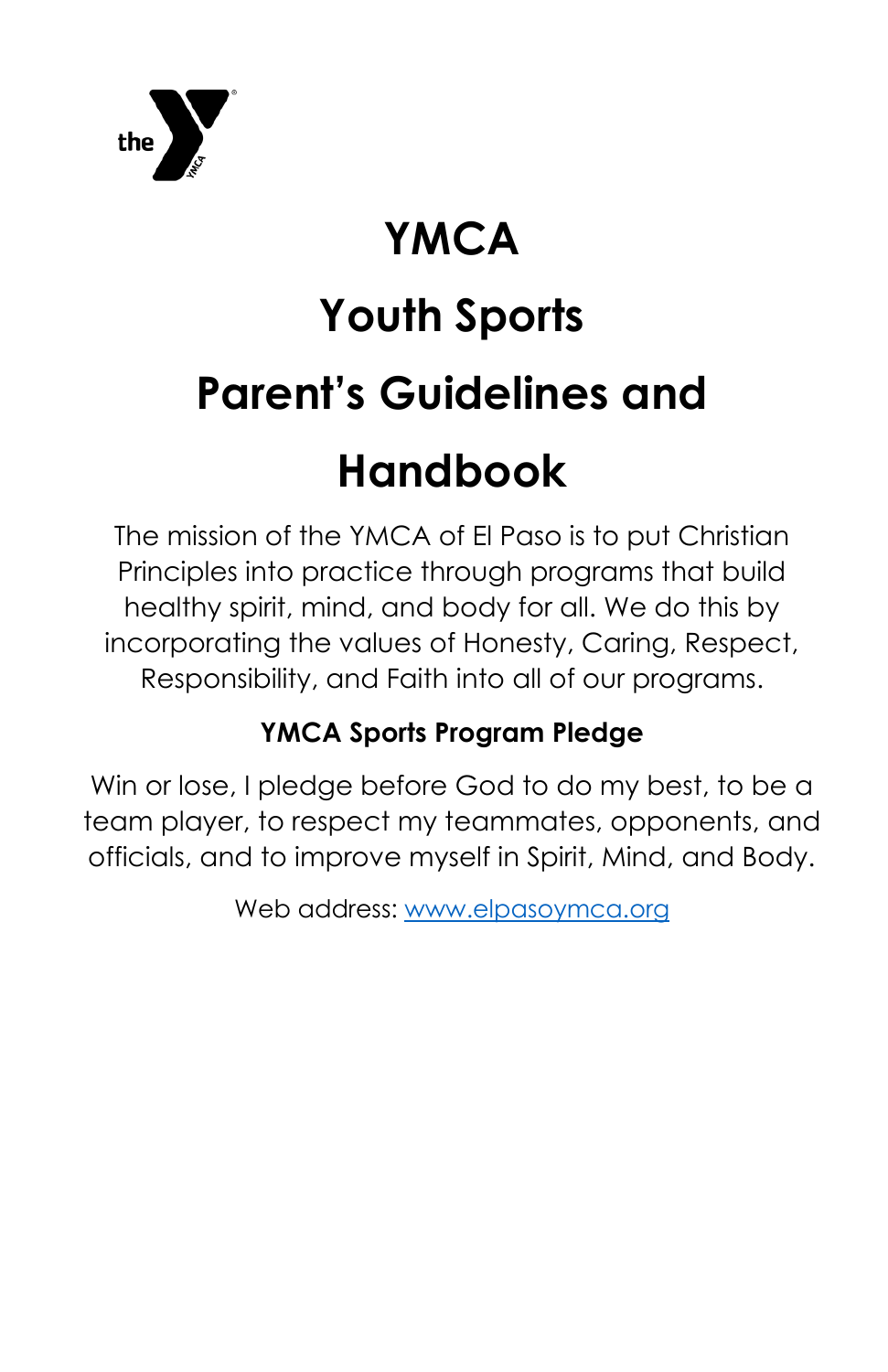# YMCA

# Youth Sports

# Parent's Guidelines and Handbook

The mission of the YMCA of El Paso is to put Christian Principles into practice through programs that build healthy spirit, mind, and body for all. We do this by incorporating the values of Honesty, Caring, Respect, Responsibility, and Faith into all of our programs.

**YMCA Sports Program Pledge**

Win or lose, I pledge before God to do my best, to be a team player, to respect my teammates, opponents, and officials, and to improve myself in Spirit, Mind, and Body.

Web address: [www.elpasoymca.org](http://www.elpasoymca.org)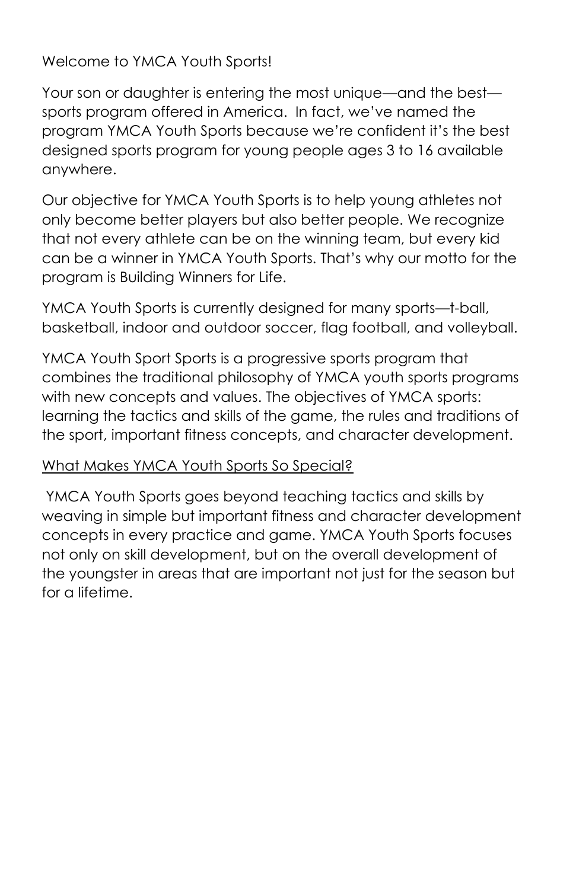Welcome to YMCA Youth Sports!

Your son or daughter is entering the most unique—and the best—sports program offered in America. In fact, we've named the program YMCA Youth Sports because we're confident it's the best designed sports program for young people ages 3 to 16 available anywhere.

Our objective for YMCA Youth Sports is to help young athletes not only become better players but also better people. We recognize that not every athlete can be on the winning team, but every kid can be a winner in YMCA Youth Sports. That's why our motto for the program is Building Winners for Life.

YMCA Youth Sports is currently designed for many sports—t-ball, basketball, indoor and outdoor soccer, flag football, and volleyball.

YMCA Youth Sport Sports is a progressive sports program that combines the traditional philosophy of YMCA youth sports programs with new concepts and values. The objectives of YMCA sports: learning the tactics and skills of the game, the rules and traditions of the sport, important fitness concepts, and character development.

<u>What Makes YMCA Youth Sports So Special?</u>

YMCA Youth Sports goes beyond teaching tactics and skills by weaving in simple but important fitness and character development concepts in every practice and game. YMCA Youth Sports focuses not only on skill development, but on the overall development of the youngster in areas that are important not just for the season but for a lifetime.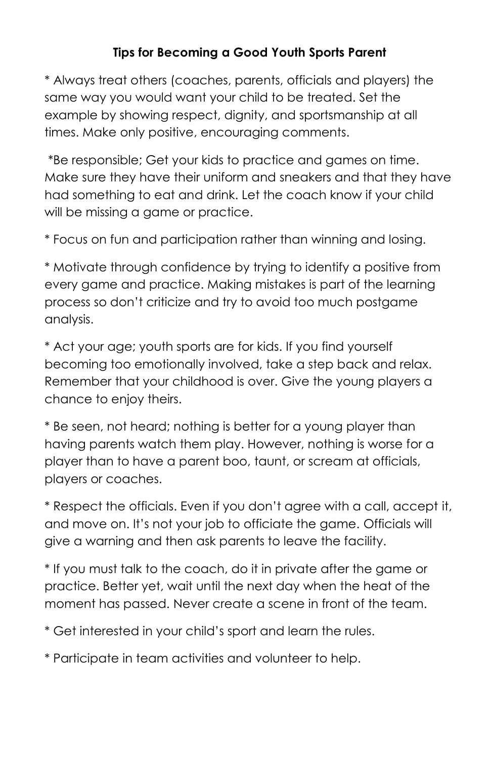**Tips for Becoming a Good Youth Sports Parent**

* Always treat others (coaches, parents, officials and players) the same way you would want your child to be treated. Set the example by showing respect, dignity, and sportsmanship at all times. Make only positive, encouraging comments.

*Be responsible; Get your kids to practice and games on time. Make sure they have their uniform and sneakers and that they have had something to eat and drink. Let the coach know if your child will be missing a game or practice.

* Focus on fun and participation rather than winning and losing.

* Motivate through confidence by trying to identify a positive from every game and practice. Making mistakes is part of the learning process so don't criticize and try to avoid too much postgame analysis.

* Act your age; youth sports are for kids. If you find yourself becoming too emotionally involved, take a step back and relax. Remember that your childhood is over. Give the young players a chance to enjoy theirs.

* Be seen, not heard; nothing is better for a young player than having parents watch them play. However, nothing is worse for a player than to have a parent boo, taunt, or scream at officials, players or coaches.

* Respect the officials. Even if you don't agree with a call, accept it, and move on. It's not your job to officiate the game. Officials will give a warning and then ask parents to leave the facility.

* If you must talk to the coach, do it in private after the game or practice. Better yet, wait until the next day when the heat of the moment has passed. Never create a scene in front of the team.

* Get interested in your child's sport and learn the rules.

* Participate in team activities and volunteer to help.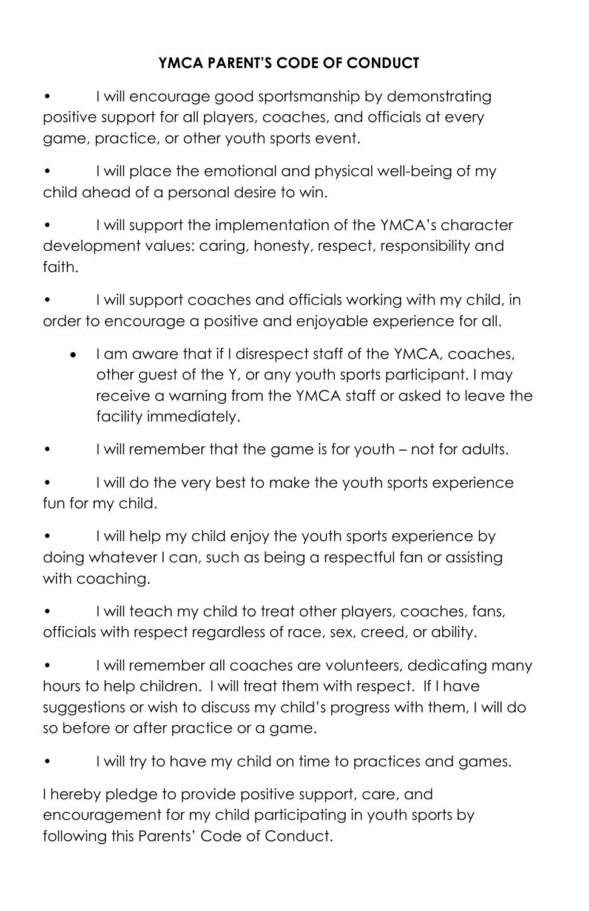## YMCA PARENT'S CODE OF CONDUCT

- I will encourage good sportsmanship by demonstrating positive support for all players, coaches, and officials at every game, practice, or other youth sports event.
- I will place the emotional and physical well-being of my child ahead of a personal desire to win.
- I will support the implementation of the YMCA's character development values: caring, honesty, respect, responsibility and faith.
- I will support coaches and officials working with my child, in order to encourage a positive and enjoyable experience for all.
    - I am aware that if I disrespect staff of the YMCA, coaches, other guest of the Y, or any youth sports participant. I may receive a warning from the YMCA staff or asked to leave the facility immediately.
- I will remember that the game is for youth – not for adults.
- I will do the very best to make the youth sports experience fun for my child.
- I will help my child enjoy the youth sports experience by doing whatever I can, such as being a respectful fan or assisting with coaching.
- I will teach my child to treat other players, coaches, fans, officials with respect regardless of race, sex, creed, or ability.
- I will remember all coaches are volunteers, dedicating many hours to help children. I will treat them with respect. If I have suggestions or wish to discuss my child's progress with them, I will do so before or after practice or a game.
- I will try to have my child on time to practices and games.

I hereby pledge to provide positive support, care, and encouragement for my child participating in youth sports by following this Parents' Code of Conduct.